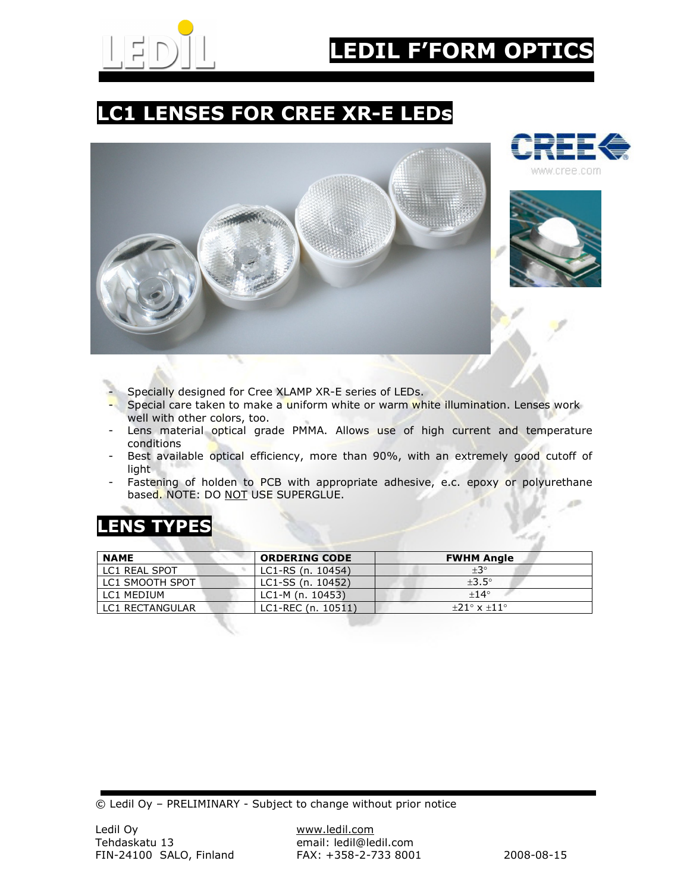# LEDIL F'FORM OPTICS

## LC1 LENSES FOR CREE XR-E LEDs

www.cree.com

- Specially designed for Cree XLAMP XR-E series of LEDs.
- Special care taken to make a uniform white or warm white illumination. Lenses work well with other colors, too.
- Lens material optical grade PMMA. Allows use of high current and temperature conditions
- Best available optical efficiency, more than 90%, with an extremely good cutoff of light
- Fastening of holden to PCB with appropriate adhesive, e.c. epoxy or polyurethane based. NOTE: DO NOT USE SUPERGLUE.

## LENS TYPES

| NAME | ORDERING CODE | FWHM Angle |
|---|---|---|
| LC1 REAL SPOT | LC1-RS (n. 10454) | ±3° |
| LC1 SMOOTH SPOT | LC1-SS (n. 10452) | ±3.5° |
| LC1 MEDIUM | LC1-M (n. 10453) | ±14° |
| LC1 RECTANGULAR | LC1-REC (n. 10511) | ±21° x ±11° |

© Ledil Oy – PRELIMINARY - Subject to change without prior notice

Ledil Oy
Tehdaskatu 13
FIN-24100 SALO, Finland

www.ledil.com
email: ledil@ledil.com
FAX: +358-2-733 8001

2008-08-15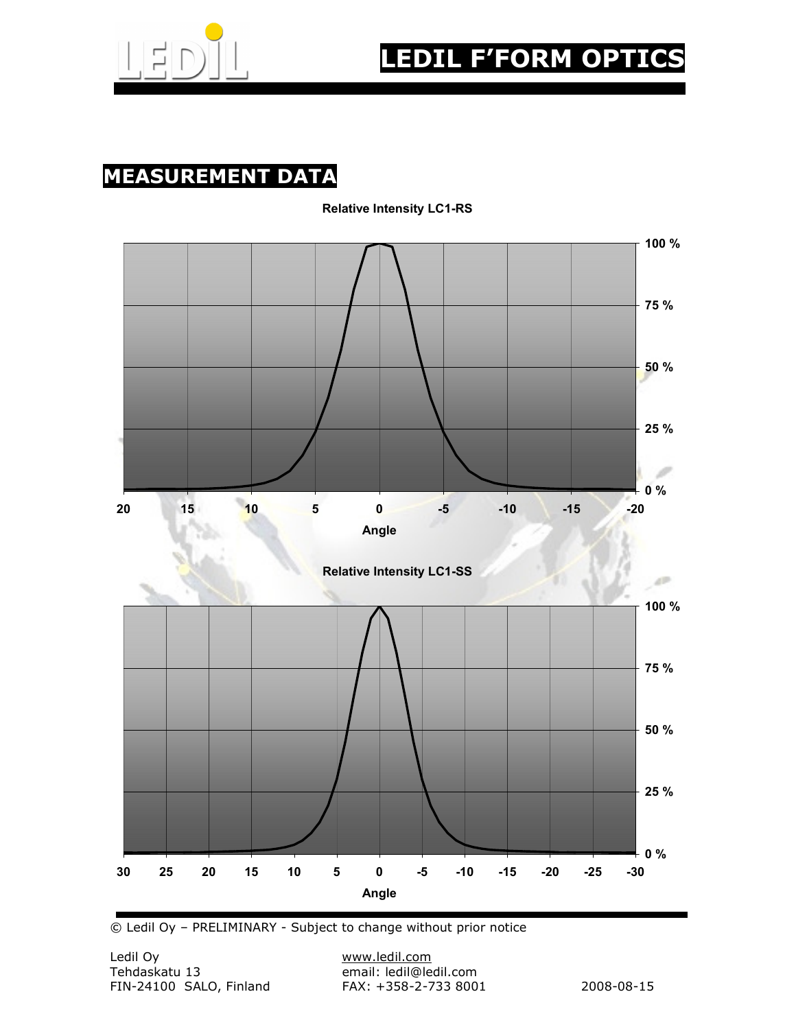## MEASUREMENT DATA

Relative Intensity LC1-RS

Relative Intensity LC1-SS

© Ledil Oy – PRELIMINARY - Subject to change without prior notice

Ledil Oy
Tehdaskatu 13
FIN-24100 SALO, Finland

www.ledil.com
email: ledil@ledil.com
FAX: +358-2-733 8001

2008-08-15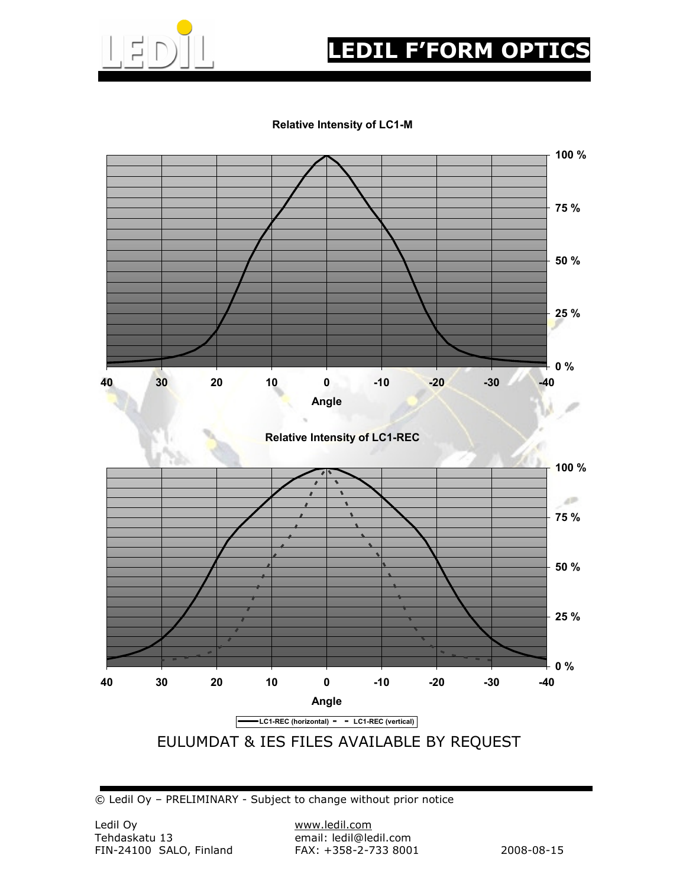# LEDIL F'FORM OPTICS

**Relative Intensity of LC1-M**

**Relative Intensity of LC1-REC**

LC1-REC (horizontal) LC1-REC (vertical)

EULUMDAT & IES FILES AVAILABLE BY REQUEST

© Ledil Oy – PRELIMINARY - Subject to change without prior notice

Ledil Oy
Tehdaskatu 13
FIN-24100 SALO, Finland

www.ledil.com
email: ledil@ledil.com
FAX: +358-2-733 8001

2008-08-15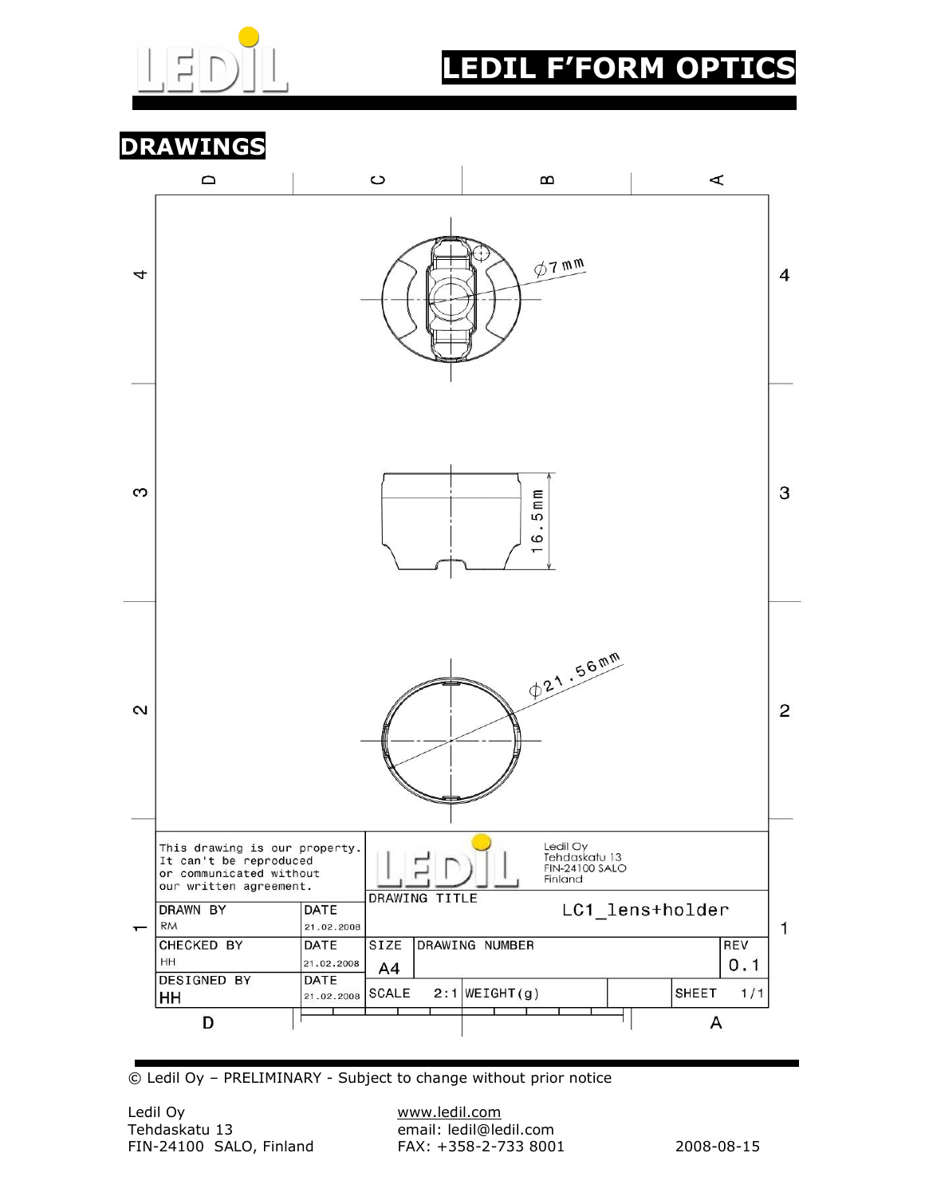# LEDIL F'FORM OPTICS

## DRAWINGS

D C B A

4

⌀7 mm

3

16.5mm

2

⌀21.56mm

1

This drawing is our property. It can't be reproduced or communicated without our written agreement.

Ledil Oy
Tehdaskatu 13
FIN-24100 SALO
Finland

| | | | | | |
|---|---|---|---|---|---|
| DRAWN BY | DATE | DRAWING TITLE | LC1_lens+holder | | |
| RM | 21.02.2008 | | | | |
| CHECKED BY | DATE | SIZE | DRAWING NUMBER | | REV |
| HH | 21.02.2008 | A4 | | | 0.1 |
| DESIGNED BY | DATE | SCALE 2:1 | WEIGHT(g) | | SHEET 1/1 |
| HH | 21.02.2008 | | | | |

© Ledil Oy – PRELIMINARY - Subject to change without prior notice

Ledil Oy
Tehdaskatu 13
FIN-24100 SALO, Finland

www.ledil.com
email: ledil@ledil.com
FAX: +358-2-733 8001

2008-08-15